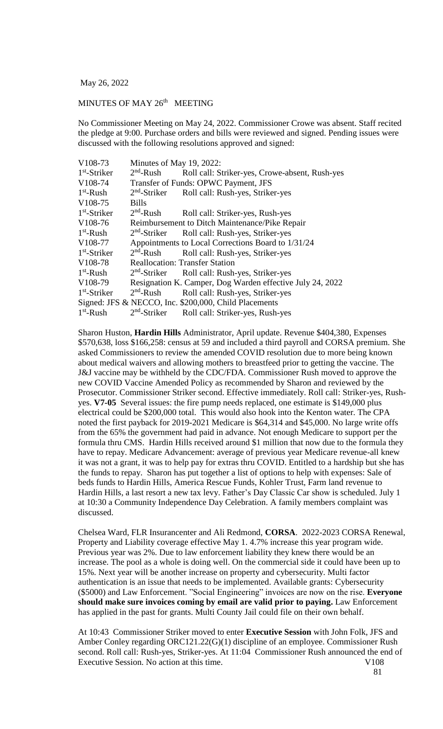May 26, 2022

MINUTES OF MAY 26th MEETING

No Commissioner Meeting on May 24, 2022. Commissioner Crowe was absent. Staff recited the pledge at 9:00. Purchase orders and bills were reviewed and signed. Pending issues were discussed with the following resolutions approved and signed:

| | | |
|---|---|---|
| V108-73 | Minutes of May 19, 2022: | |
| 1st-Striker | 2nd-Rush | Roll call: Striker-yes, Crowe-absent, Rush-yes |
| V108-74 | Transfer of Funds: OPWC Payment, JFS | |
| 1st-Rush | 2nd-Striker | Roll call: Rush-yes, Striker-yes |
| V108-75 | Bills | |
| 1st-Striker | 2nd-Rush | Roll call: Striker-yes, Rush-yes |
| V108-76 | Reimbursement to Ditch Maintenance/Pike Repair | |
| 1st-Rush | 2nd-Striker | Roll call: Rush-yes, Striker-yes |
| V108-77 | Appointments to Local Corrections Board to 1/31/24 | |
| 1st-Striker | 2nd-Rush | Roll call: Rush-yes, Striker-yes |
| V108-78 | Reallocation: Transfer Station | |
| 1st-Rush | 2nd-Striker | Roll call: Rush-yes, Striker-yes |
| V108-79 | Resignation K. Camper, Dog Warden effective July 24, 2022 | |
| 1st-Striker | 2nd-Rush | Roll call: Rush-yes, Striker-yes |
| Signed: JFS & NECCO, Inc. $200,000, Child Placements | | |
| 1st-Rush | 2nd-Striker | Roll call: Striker-yes, Rush-yes |

Sharon Huston, **Hardin Hills** Administrator, April update. Revenue $404,380, Expenses $570,638, loss $166,258: census at 59 and included a third payroll and CORSA premium. She asked Commissioners to review the amended COVID resolution due to more being known about medical waivers and allowing mothers to breastfeed prior to getting the vaccine. The J&J vaccine may be withheld by the CDC/FDA. Commissioner Rush moved to approve the new COVID Vaccine Amended Policy as recommended by Sharon and reviewed by the Prosecutor. Commissioner Striker second. Effective immediately. Roll call: Striker-yes, Rush-yes. **V7-05** Several issues: the fire pump needs replaced, one estimate is $149,000 plus electrical could be $200,000 total. This would also hook into the Kenton water. The CPA noted the first payback for 2019-2021 Medicare is $64,314 and $45,000. No large write offs from the 65% the government had paid in advance. Not enough Medicare to support per the formula thru CMS. Hardin Hills received around $1 million that now due to the formula they have to repay. Medicare Advancement: average of previous year Medicare revenue-all knew it was not a grant, it was to help pay for extras thru COVID. Entitled to a hardship but she has the funds to repay. Sharon has put together a list of options to help with expenses: Sale of beds funds to Hardin Hills, America Rescue Funds, Kohler Trust, Farm land revenue to Hardin Hills, a last resort a new tax levy. Father's Day Classic Car show is scheduled. July 1 at 10:30 a Community Independence Day Celebration. A family members complaint was discussed.

Chelsea Ward, FLR Insurancenter and Ali Redmond, **CORSA**. 2022-2023 CORSA Renewal, Property and Liability coverage effective May 1. 4.7% increase this year program wide. Previous year was 2%. Due to law enforcement liability they knew there would be an increase. The pool as a whole is doing well. On the commercial side it could have been up to 15%. Next year will be another increase on property and cybersecurity. Multi factor authentication is an issue that needs to be implemented. Available grants: Cybersecurity ($5000) and Law Enforcement. "Social Engineering" invoices are now on the rise. **Everyone should make sure invoices coming by email are valid prior to paying.** Law Enforcement has applied in the past for grants. Multi County Jail could file on their own behalf.

At 10:43 Commissioner Striker moved to enter **Executive Session** with John Folk, JFS and Amber Conley regarding ORC121.22(G)(1) discipline of an employee. Commissioner Rush second. Roll call: Rush-yes, Striker-yes. At 11:04 Commissioner Rush announced the end of Executive Session. No action at this time.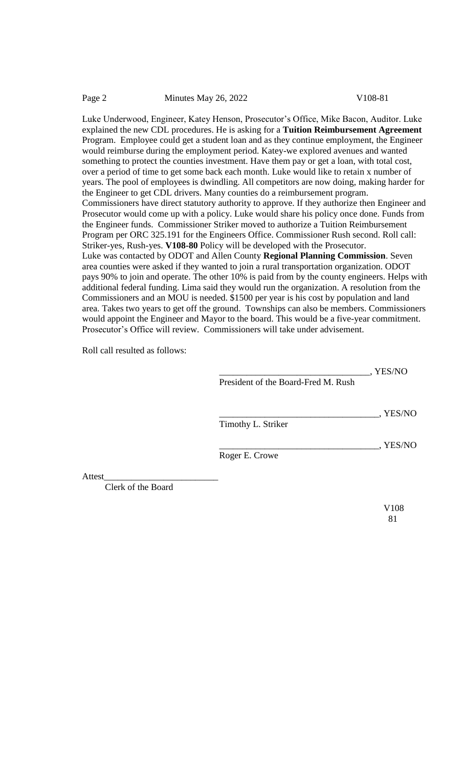Luke Underwood, Engineer, Katey Henson, Prosecutor's Office, Mike Bacon, Auditor. Luke explained the new CDL procedures. He is asking for a **Tuition Reimbursement Agreement** Program. Employee could get a student loan and as they continue employment, the Engineer would reimburse during the employment period. Katey-we explored avenues and wanted something to protect the counties investment. Have them pay or get a loan, with total cost, over a period of time to get some back each month. Luke would like to retain x number of years. The pool of employees is dwindling. All competitors are now doing, making harder for the Engineer to get CDL drivers. Many counties do a reimbursement program. Commissioners have direct statutory authority to approve. If they authorize then Engineer and Prosecutor would come up with a policy. Luke would share his policy once done. Funds from the Engineer funds. Commissioner Striker moved to authorize a Tuition Reimbursement Program per ORC 325.191 for the Engineers Office. Commissioner Rush second. Roll call: Striker-yes, Rush-yes. **V108-80** Policy will be developed with the Prosecutor.

Luke was contacted by ODOT and Allen County **Regional Planning Commission**. Seven area counties were asked if they wanted to join a rural transportation organization. ODOT pays 90% to join and operate. The other 10% is paid from by the county engineers. Helps with additional federal funding. Lima said they would run the organization. A resolution from the Commissioners and an MOU is needed. $1500 per year is his cost by population and land area. Takes two years to get off the ground. Townships can also be members. Commissioners would appoint the Engineer and Mayor to the board. This would be a five-year commitment. Prosecutor's Office will review. Commissioners will take under advisement.

Roll call resulted as follows:

________________________________, YES/NO
President of the Board-Fred M. Rush

________________________________, YES/NO
Timothy L. Striker

________________________________, YES/NO
Roger E. Crowe

Attest________________________
Clerk of the Board

V108
81